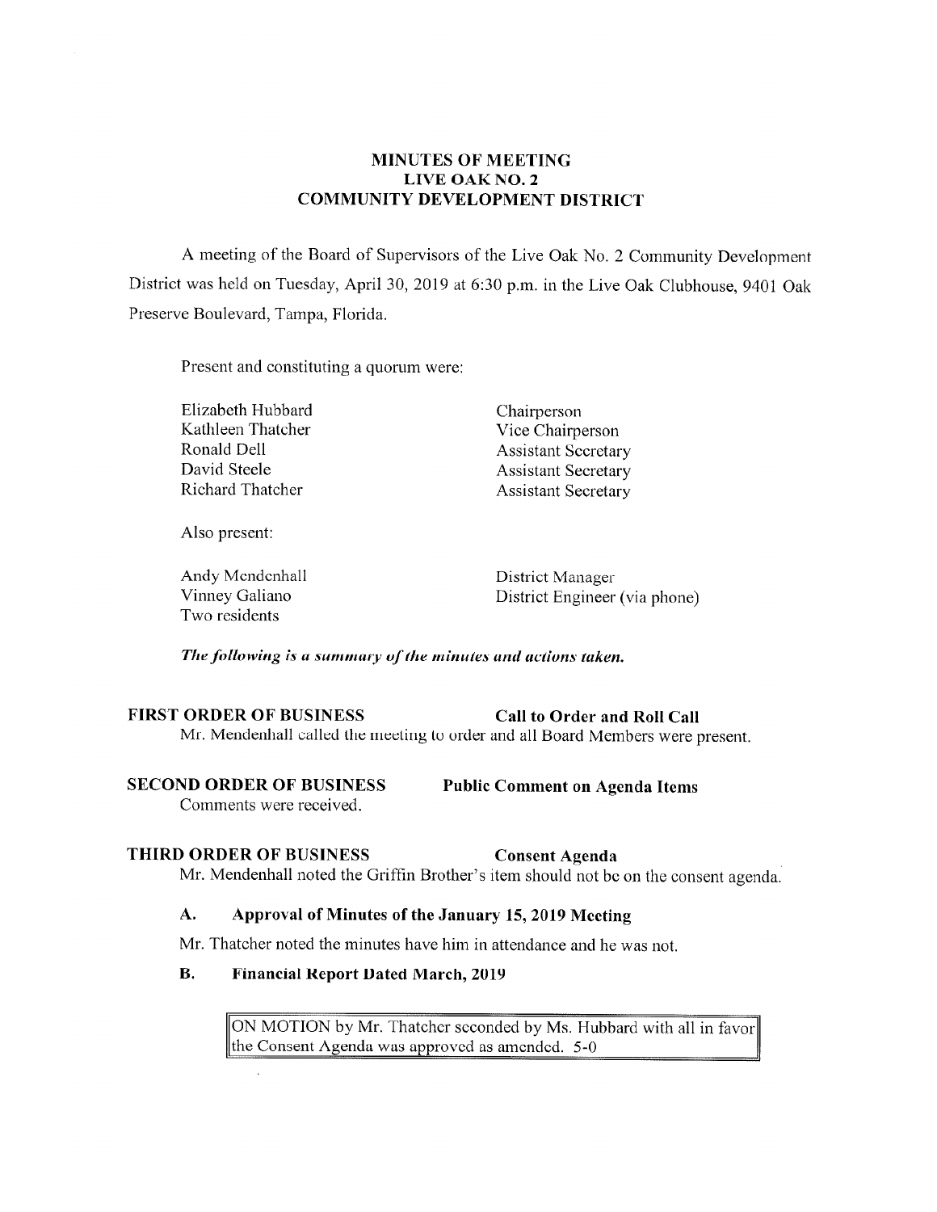# MINUTES OF MEETING
# LIVE OAK NO. 2
# COMMUNITY DEVELOPMENT DISTRICT

A meeting of the Board of Supervisors of the Live Oak No. 2 Community Development District was held on Tuesday, April 30, 2019 at 6:30 p.m. in the Live Oak Clubhouse, 9401 Oak Preserve Boulevard, Tampa, Florida.

Present and constituting a quorum were:

| | |
|---|---|
| Elizabeth Hubbard | Chairperson |
| Kathleen Thatcher | Vice Chairperson |
| Ronald Dell | Assistant Secretary |
| David Steele | Assistant Secretary |
| Richard Thatcher | Assistant Secretary |

Also present:

| | |
|---|---|
| Andy Mendenhall | District Manager |
| Vinney Galiano | District Engineer (via phone) |
| Two residents | |

***The following is a summary of the minutes and actions taken.***

**FIRST ORDER OF BUSINESS** **Call to Order and Roll Call**

Mr. Mendenhall called the meeting to order and all Board Members were present.

**SECOND ORDER OF BUSINESS** **Public Comment on Agenda Items**

Comments were received.

**THIRD ORDER OF BUSINESS** **Consent Agenda**

Mr. Mendenhall noted the Griffin Brother's item should not be on the consent agenda.

**A. Approval of Minutes of the January 15, 2019 Meeting**

Mr. Thatcher noted the minutes have him in attendance and he was not.

**B. Financial Report Dated March, 2019**

> ON MOTION by Mr. Thatcher seconded by Ms. Hubbard with all in favor the Consent Agenda was approved as amended. 5-0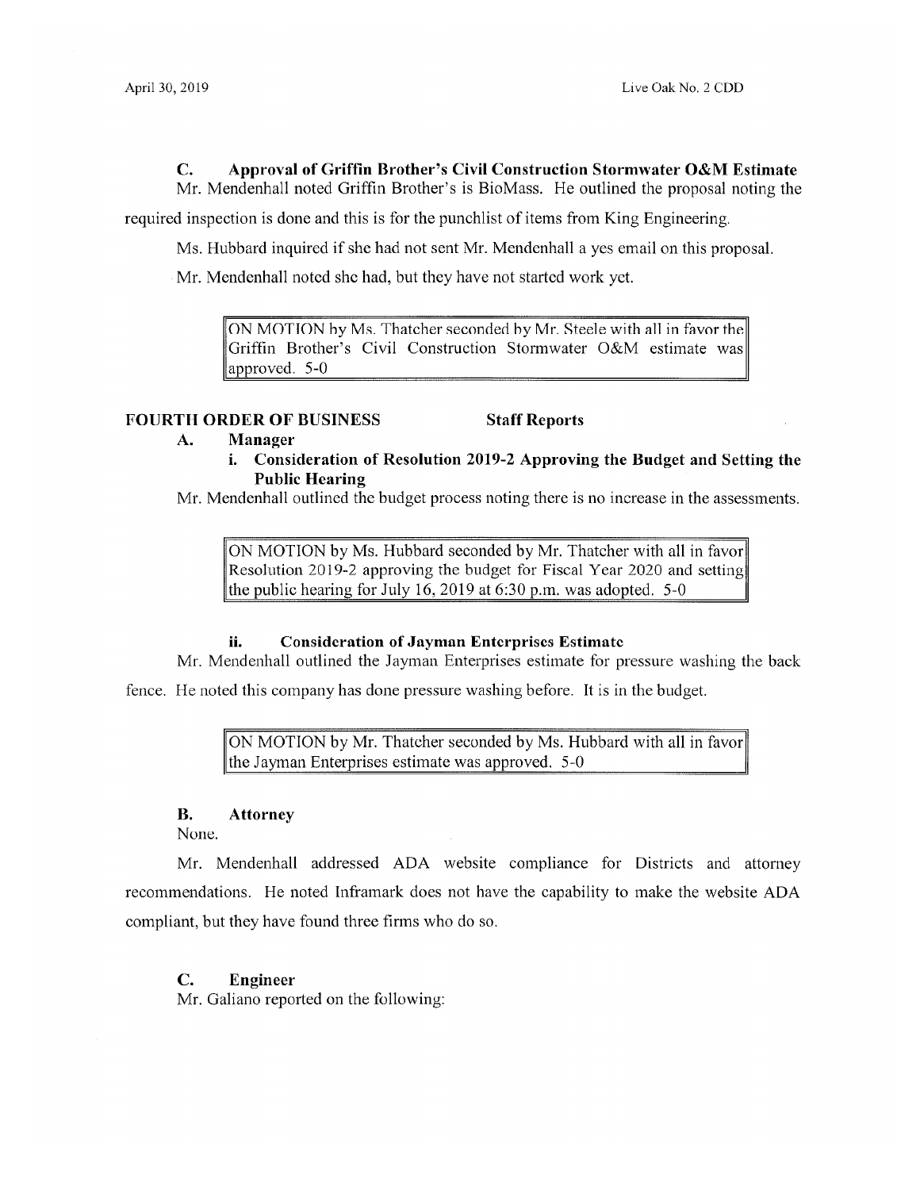**C. Approval of Griffin Brother's Civil Construction Stormwater O&M Estimate**

Mr. Mendenhall noted Griffin Brother's is BioMass. He outlined the proposal noting the required inspection is done and this is for the punchlist of items from King Engineering.

Ms. Hubbard inquired if she had not sent Mr. Mendenhall a yes email on this proposal.

Mr. Mendenhall noted she had, but they have not started work yet.

> ON MOTION by Ms. Thatcher seconded by Mr. Steele with all in favor the Griffin Brother's Civil Construction Stormwater O&M estimate was approved. 5-0

## FOURTH ORDER OF BUSINESS Staff Reports

**A. Manager**

**i. Consideration of Resolution 2019-2 Approving the Budget and Setting the Public Hearing**

Mr. Mendenhall outlined the budget process noting there is no increase in the assessments.

> ON MOTION by Ms. Hubbard seconded by Mr. Thatcher with all in favor Resolution 2019-2 approving the budget for Fiscal Year 2020 and setting the public hearing for July 16, 2019 at 6:30 p.m. was adopted. 5-0

**ii. Consideration of Jayman Enterprises Estimate**

Mr. Mendenhall outlined the Jayman Enterprises estimate for pressure washing the back fence. He noted this company has done pressure washing before. It is in the budget.

> ON MOTION by Mr. Thatcher seconded by Ms. Hubbard with all in favor the Jayman Enterprises estimate was approved. 5-0

**B. Attorney**

None.

Mr. Mendenhall addressed ADA website compliance for Districts and attorney recommendations. He noted Inframark does not have the capability to make the website ADA compliant, but they have found three firms who do so.

**C. Engineer**

Mr. Galiano reported on the following: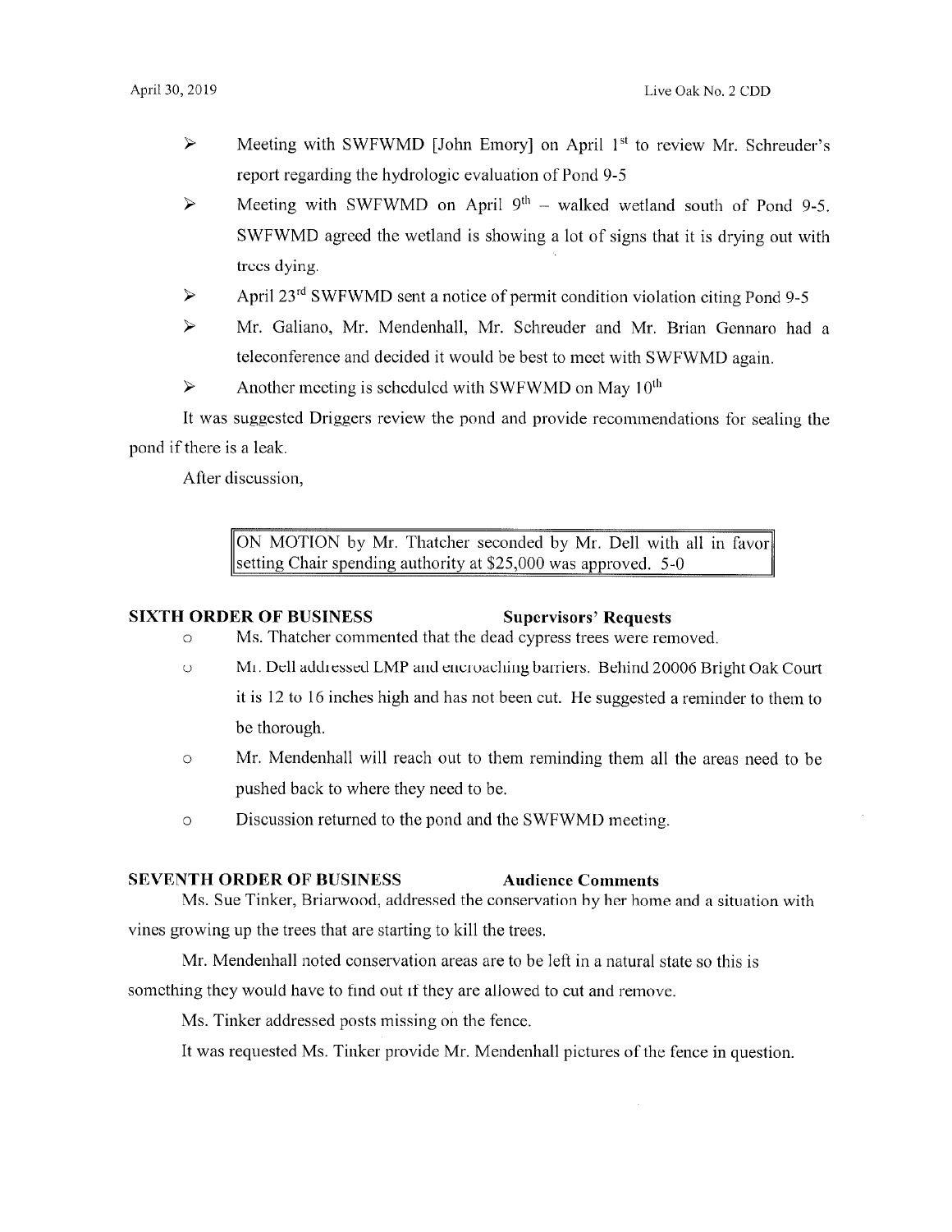- Meeting with SWFWMD [John Emory] on April 1st to review Mr. Schreuder's report regarding the hydrologic evaluation of Pond 9-5
- Meeting with SWFWMD on April 9th – walked wetland south of Pond 9-5. SWFWMD agreed the wetland is showing a lot of signs that it is drying out with trees dying.
- April 23rd SWFWMD sent a notice of permit condition violation citing Pond 9-5
- Mr. Galiano, Mr. Mendenhall, Mr. Schreuder and Mr. Brian Gennaro had a teleconference and decided it would be best to meet with SWFWMD again.
- Another meeting is scheduled with SWFWMD on May 10th

It was suggested Driggers review the pond and provide recommendations for sealing the pond if there is a leak.

After discussion,

> ON MOTION by Mr. Thatcher seconded by Mr. Dell with all in favor setting Chair spending authority at $25,000 was approved. 5-0

## SIXTH ORDER OF BUSINESS — Supervisors' Requests

- Ms. Thatcher commented that the dead cypress trees were removed.
- Mr. Dell addressed LMP and encroaching barriers. Behind 20006 Bright Oak Court it is 12 to 16 inches high and has not been cut. He suggested a reminder to them to be thorough.
- Mr. Mendenhall will reach out to them reminding them all the areas need to be pushed back to where they need to be.
- Discussion returned to the pond and the SWFWMD meeting.

## SEVENTH ORDER OF BUSINESS — Audience Comments

Ms. Sue Tinker, Briarwood, addressed the conservation by her home and a situation with vines growing up the trees that are starting to kill the trees.

Mr. Mendenhall noted conservation areas are to be left in a natural state so this is something they would have to find out if they are allowed to cut and remove.

Ms. Tinker addressed posts missing on the fence.

It was requested Ms. Tinker provide Mr. Mendenhall pictures of the fence in question.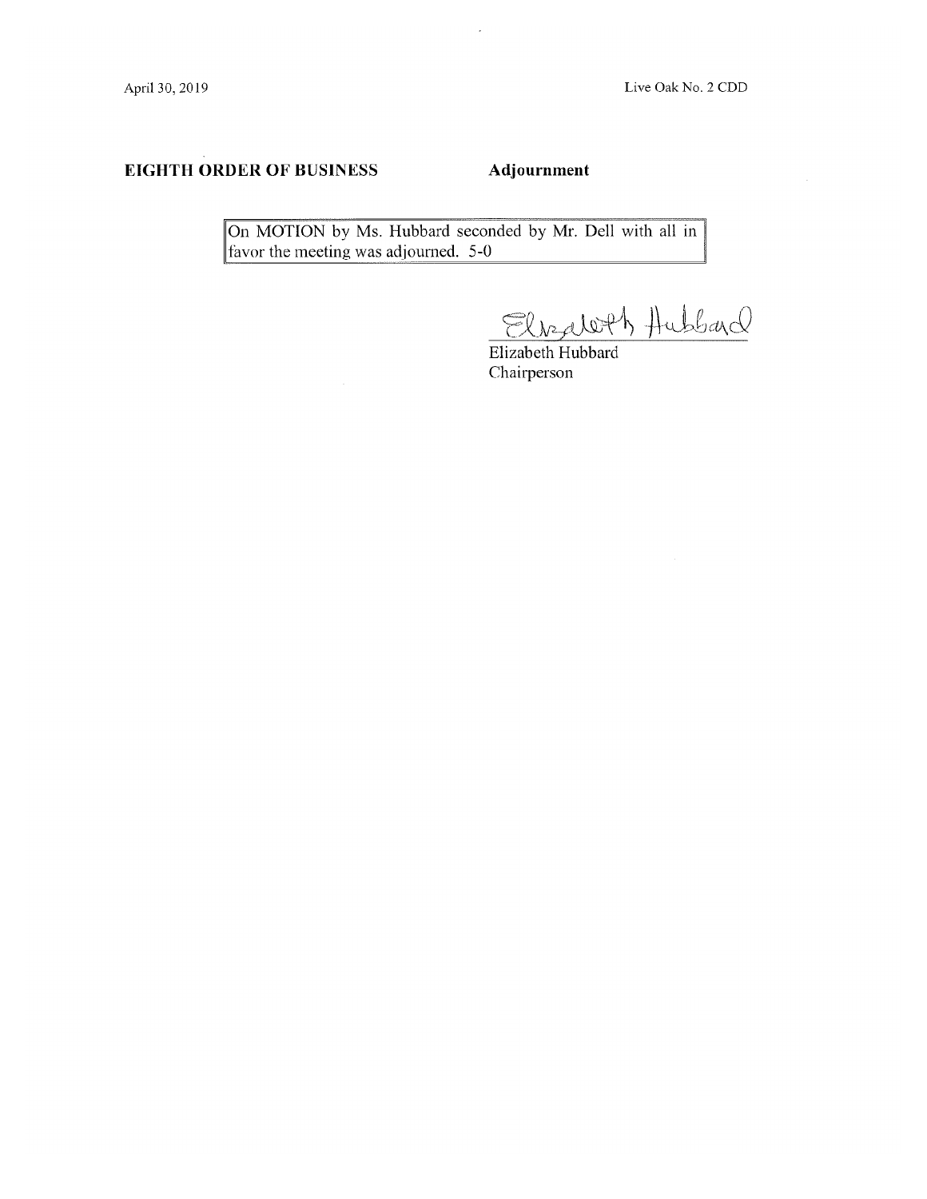**EIGHTH ORDER OF BUSINESS** **Adjournment**

| |
|---|
| On MOTION by Ms. Hubbard seconded by Mr. Dell with all in favor the meeting was adjourned. 5-0 |

Elizabeth Hubbard

Elizabeth Hubbard
Chairperson